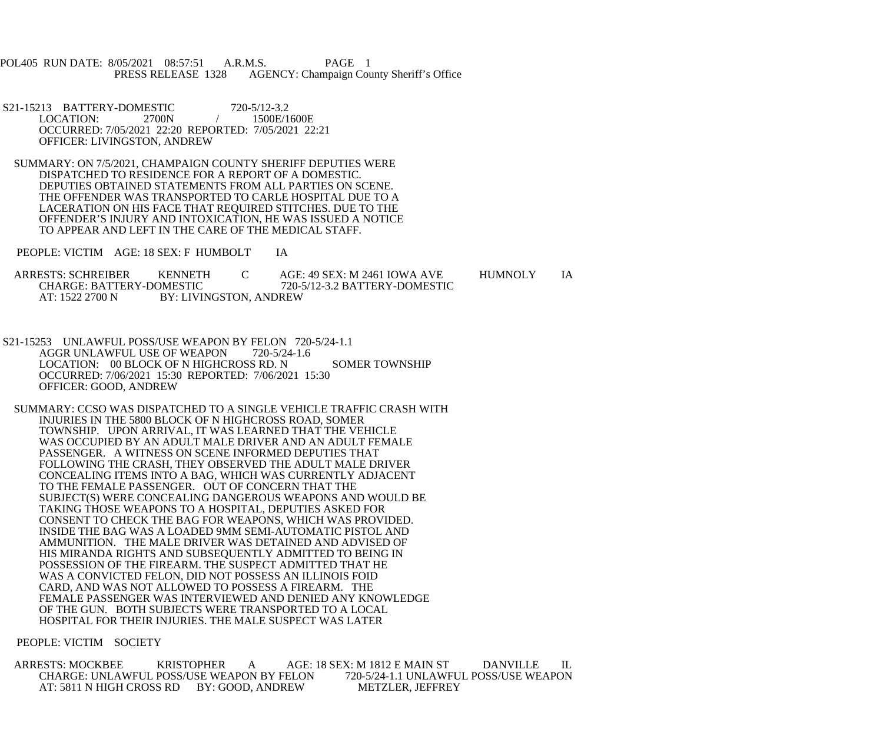POL405 RUN DATE: 8/05/2021 08:57:51 A.R.M.S. PAGE 1
PRESS RELEASE 1328 AGENCY: Champaign County Sheriff's Office

S21-15213 BATTERY-DOMESTIC 720-5/12-3.2
LOCATION: 2700N / 1500E/1600E
OCCURRED: 7/05/2021 22:20 REPORTED: 7/05/2021 22:21
OFFICER: LIVINGSTON, ANDREW

SUMMARY: ON 7/5/2021, CHAMPAIGN COUNTY SHERIFF DEPUTIES WERE DISPATCHED TO RESIDENCE FOR A REPORT OF A DOMESTIC. DEPUTIES OBTAINED STATEMENTS FROM ALL PARTIES ON SCENE. THE OFFENDER WAS TRANSPORTED TO CARLE HOSPITAL DUE TO A LACERATION ON HIS FACE THAT REQUIRED STITCHES. DUE TO THE OFFENDER'S INJURY AND INTOXICATION, HE WAS ISSUED A NOTICE TO APPEAR AND LEFT IN THE CARE OF THE MEDICAL STAFF.

PEOPLE: VICTIM AGE: 18 SEX: F HUMBOLT IA

ARRESTS: SCHREIBER KENNETH C AGE: 49 SEX: M 2461 IOWA AVE HUMNOLY IA
CHARGE: BATTERY-DOMESTIC 720-5/12-3.2 BATTERY-DOMESTIC
AT: 1522 2700 N BY: LIVINGSTON, ANDREW

S21-15253 UNLAWFUL POSS/USE WEAPON BY FELON 720-5/24-1.1
AGGR UNLAWFUL USE OF WEAPON 720-5/24-1.6
LOCATION: 00 BLOCK OF N HIGHCROSS RD. N SOMER TOWNSHIP
OCCURRED: 7/06/2021 15:30 REPORTED: 7/06/2021 15:30
OFFICER: GOOD, ANDREW

SUMMARY: CCSO WAS DISPATCHED TO A SINGLE VEHICLE TRAFFIC CRASH WITH INJURIES IN THE 5800 BLOCK OF N HIGHCROSS ROAD, SOMER TOWNSHIP. UPON ARRIVAL, IT WAS LEARNED THAT THE VEHICLE WAS OCCUPIED BY AN ADULT MALE DRIVER AND AN ADULT FEMALE PASSENGER. A WITNESS ON SCENE INFORMED DEPUTIES THAT FOLLOWING THE CRASH, THEY OBSERVED THE ADULT MALE DRIVER CONCEALING ITEMS INTO A BAG, WHICH WAS CURRENTLY ADJACENT TO THE FEMALE PASSENGER. OUT OF CONCERN THAT THE SUBJECT(S) WERE CONCEALING DANGEROUS WEAPONS AND WOULD BE TAKING THOSE WEAPONS TO A HOSPITAL, DEPUTIES ASKED FOR CONSENT TO CHECK THE BAG FOR WEAPONS, WHICH WAS PROVIDED. INSIDE THE BAG WAS A LOADED 9MM SEMI-AUTOMATIC PISTOL AND AMMUNITION. THE MALE DRIVER WAS DETAINED AND ADVISED OF HIS MIRANDA RIGHTS AND SUBSEQUENTLY ADMITTED TO BEING IN POSSESSION OF THE FIREARM. THE SUSPECT ADMITTED THAT HE WAS A CONVICTED FELON, DID NOT POSSESS AN ILLINOIS FOID CARD, AND WAS NOT ALLOWED TO POSSESS A FIREARM. THE FEMALE PASSENGER WAS INTERVIEWED AND DENIED ANY KNOWLEDGE OF THE GUN. BOTH SUBJECTS WERE TRANSPORTED TO A LOCAL HOSPITAL FOR THEIR INJURIES. THE MALE SUSPECT WAS LATER

PEOPLE: VICTIM SOCIETY

ARRESTS: MOCKBEE KRISTOPHER A AGE: 18 SEX: M 1812 E MAIN ST DANVILLE IL
CHARGE: UNLAWFUL POSS/USE WEAPON BY FELON 720-5/24-1.1 UNLAWFUL POSS/USE WEAPON
AT: 5811 N HIGH CROSS RD BY: GOOD, ANDREW METZLER, JEFFREY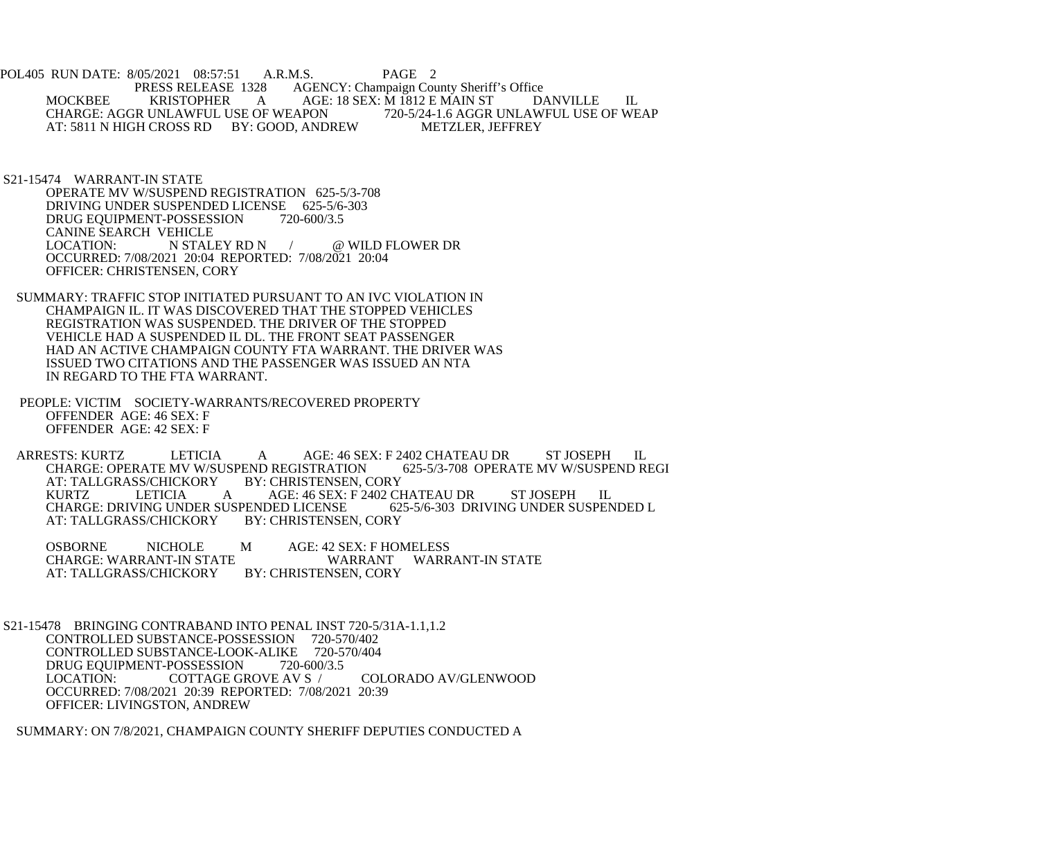MOCKBEE KRISTOPHER A AGE: 18 SEX: M 1812 E MAIN ST DANVILLE IL
CHARGE: AGGR UNLAWFUL USE OF WEAPON 720-5/24-1.6 AGGR UNLAWFUL USE OF WEAP
AT: 5811 N HIGH CROSS RD BY: GOOD, ANDREW METZLER, JEFFREY

S21-15474 WARRANT-IN STATE
OPERATE MV W/SUSPEND REGISTRATION 625-5/3-708
DRIVING UNDER SUSPENDED LICENSE 625-5/6-303
DRUG EQUIPMENT-POSSESSION 720-600/3.5
CANINE SEARCH VEHICLE
LOCATION: N STALEY RD N / @ WILD FLOWER DR
OCCURRED: 7/08/2021 20:04 REPORTED: 7/08/2021 20:04
OFFICER: CHRISTENSEN, CORY

SUMMARY: TRAFFIC STOP INITIATED PURSUANT TO AN IVC VIOLATION IN CHAMPAIGN IL. IT WAS DISCOVERED THAT THE STOPPED VEHICLES REGISTRATION WAS SUSPENDED. THE DRIVER OF THE STOPPED VEHICLE HAD A SUSPENDED IL DL. THE FRONT SEAT PASSENGER HAD AN ACTIVE CHAMPAIGN COUNTY FTA WARRANT. THE DRIVER WAS ISSUED TWO CITATIONS AND THE PASSENGER WAS ISSUED AN NTA IN REGARD TO THE FTA WARRANT.

PEOPLE: VICTIM SOCIETY-WARRANTS/RECOVERED PROPERTY
OFFENDER AGE: 46 SEX: F
OFFENDER AGE: 42 SEX: F

ARRESTS: KURTZ LETICIA A AGE: 46 SEX: F 2402 CHATEAU DR ST JOSEPH IL
CHARGE: OPERATE MV W/SUSPEND REGISTRATION 625-5/3-708 OPERATE MV W/SUSPEND REGI
AT: TALLGRASS/CHICKORY BY: CHRISTENSEN, CORY
KURTZ LETICIA A AGE: 46 SEX: F 2402 CHATEAU DR ST JOSEPH IL
CHARGE: DRIVING UNDER SUSPENDED LICENSE 625-5/6-303 DRIVING UNDER SUSPENDED L
AT: TALLGRASS/CHICKORY BY: CHRISTENSEN, CORY

OSBORNE NICHOLE M AGE: 42 SEX: F HOMELESS
CHARGE: WARRANT-IN STATE WARRANT WARRANT-IN STATE
AT: TALLGRASS/CHICKORY BY: CHRISTENSEN, CORY

S21-15478 BRINGING CONTRABAND INTO PENAL INST 720-5/31A-1.1,1.2
CONTROLLED SUBSTANCE-POSSESSION 720-570/402
CONTROLLED SUBSTANCE-LOOK-ALIKE 720-570/404
DRUG EQUIPMENT-POSSESSION 720-600/3.5
LOCATION: COTTAGE GROVE AV S / COLORADO AV/GLENWOOD
OCCURRED: 7/08/2021 20:39 REPORTED: 7/08/2021 20:39
OFFICER: LIVINGSTON, ANDREW

SUMMARY: ON 7/8/2021, CHAMPAIGN COUNTY SHERIFF DEPUTIES CONDUCTED A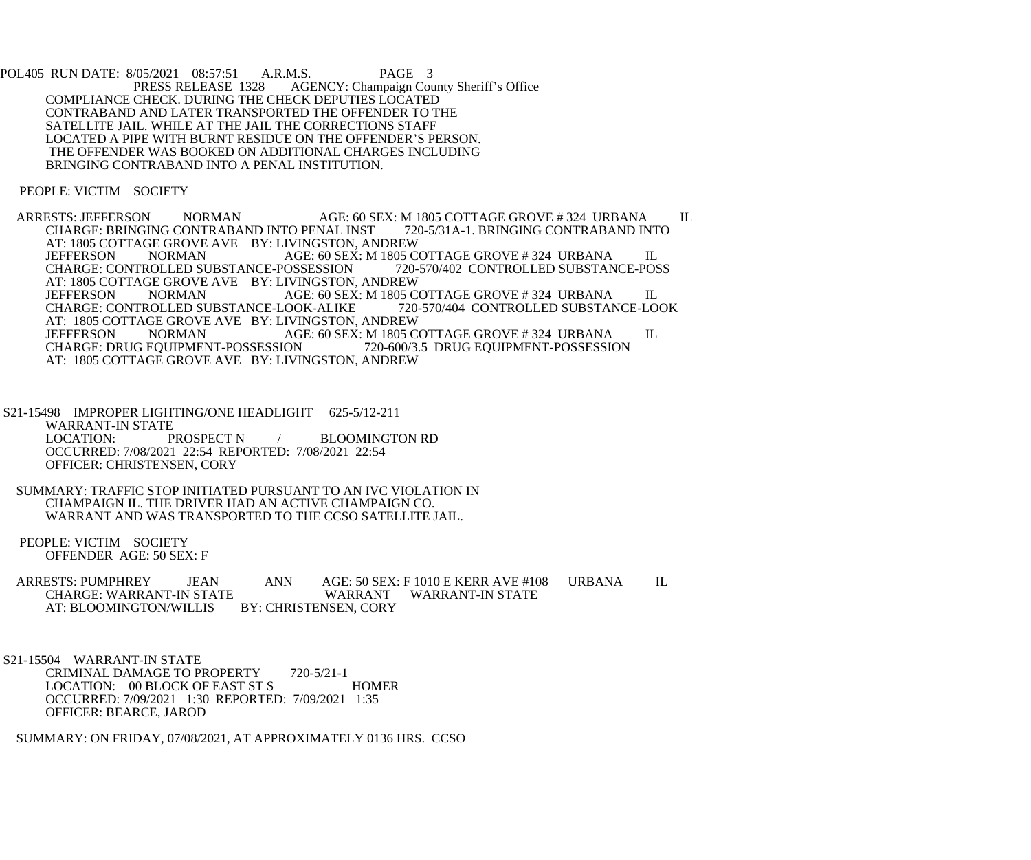COMPLIANCE CHECK. DURING THE CHECK DEPUTIES LOCATED CONTRABAND AND LATER TRANSPORTED THE OFFENDER TO THE SATELLITE JAIL. WHILE AT THE JAIL THE CORRECTIONS STAFF LOCATED A PIPE WITH BURNT RESIDUE ON THE OFFENDER'S PERSON. THE OFFENDER WAS BOOKED ON ADDITIONAL CHARGES INCLUDING BRINGING CONTRABAND INTO A PENAL INSTITUTION.

PEOPLE: VICTIM SOCIETY

ARRESTS: JEFFERSON NORMAN AGE: 60 SEX: M 1805 COTTAGE GROVE # 324 URBANA IL
CHARGE: BRINGING CONTRABAND INTO PENAL INST 720-5/31A-1. BRINGING CONTRABAND INTO
AT: 1805 COTTAGE GROVE AVE BY: LIVINGSTON, ANDREW
JEFFERSON NORMAN AGE: 60 SEX: M 1805 COTTAGE GROVE # 324 URBANA IL
CHARGE: CONTROLLED SUBSTANCE-POSSESSION 720-570/402 CONTROLLED SUBSTANCE-POSS
AT: 1805 COTTAGE GROVE AVE BY: LIVINGSTON, ANDREW
JEFFERSON NORMAN AGE: 60 SEX: M 1805 COTTAGE GROVE # 324 URBANA IL
CHARGE: CONTROLLED SUBSTANCE-LOOK-ALIKE 720-570/404 CONTROLLED SUBSTANCE-LOOK
AT: 1805 COTTAGE GROVE AVE BY: LIVINGSTON, ANDREW
JEFFERSON NORMAN AGE: 60 SEX: M 1805 COTTAGE GROVE # 324 URBANA IL
CHARGE: DRUG EQUIPMENT-POSSESSION 720-600/3.5 DRUG EQUIPMENT-POSSESSION
AT: 1805 COTTAGE GROVE AVE BY: LIVINGSTON, ANDREW

S21-15498 IMPROPER LIGHTING/ONE HEADLIGHT 625-5/12-211
WARRANT-IN STATE
LOCATION: PROSPECT N / BLOOMINGTON RD
OCCURRED: 7/08/2021 22:54 REPORTED: 7/08/2021 22:54
OFFICER: CHRISTENSEN, CORY

SUMMARY: TRAFFIC STOP INITIATED PURSUANT TO AN IVC VIOLATION IN CHAMPAIGN IL. THE DRIVER HAD AN ACTIVE CHAMPAIGN CO. WARRANT AND WAS TRANSPORTED TO THE CCSO SATELLITE JAIL.

PEOPLE: VICTIM SOCIETY
OFFENDER AGE: 50 SEX: F

ARRESTS: PUMPHREY JEAN ANN AGE: 50 SEX: F 1010 E KERR AVE #108 URBANA IL
CHARGE: WARRANT-IN STATE WARRANT WARRANT-IN STATE
AT: BLOOMINGTON/WILLIS BY: CHRISTENSEN, CORY

S21-15504 WARRANT-IN STATE
CRIMINAL DAMAGE TO PROPERTY 720-5/21-1
LOCATION: 00 BLOCK OF EAST ST S HOMER
OCCURRED: 7/09/2021 1:30 REPORTED: 7/09/2021 1:35
OFFICER: BEARCE, JAROD

SUMMARY: ON FRIDAY, 07/08/2021, AT APPROXIMATELY 0136 HRS. CCSO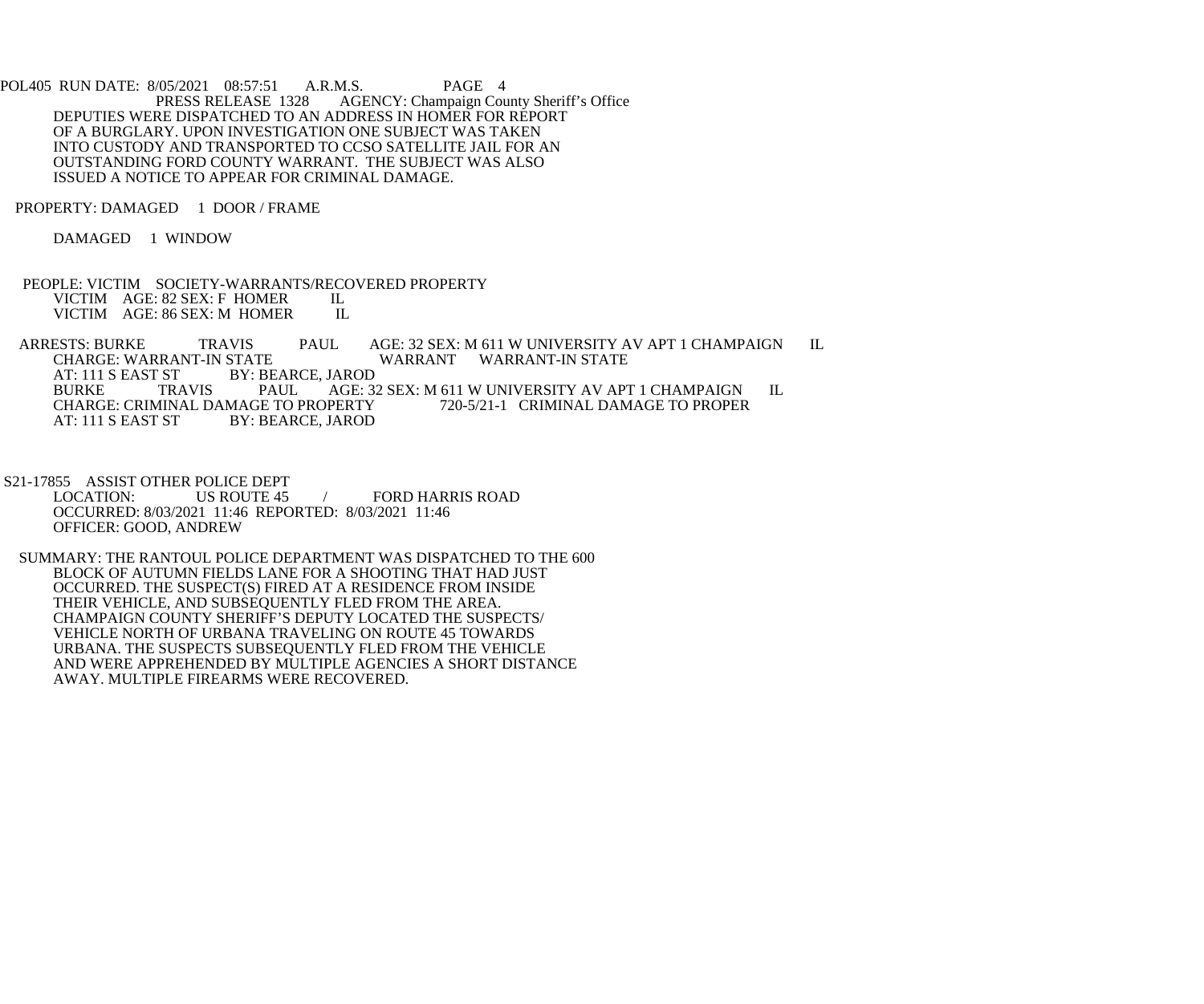DEPUTIES WERE DISPATCHED TO AN ADDRESS IN HOMER FOR REPORT OF A BURGLARY. UPON INVESTIGATION ONE SUBJECT WAS TAKEN INTO CUSTODY AND TRANSPORTED TO CCSO SATELLITE JAIL FOR AN OUTSTANDING FORD COUNTY WARRANT. THE SUBJECT WAS ALSO ISSUED A NOTICE TO APPEAR FOR CRIMINAL DAMAGE.

PROPERTY: DAMAGED 1 DOOR / FRAME

DAMAGED 1 WINDOW

PEOPLE: VICTIM SOCIETY-WARRANTS/RECOVERED PROPERTY
VICTIM AGE: 82 SEX: F HOMER IL
VICTIM AGE: 86 SEX: M HOMER IL

ARRESTS: BURKE TRAVIS PAUL AGE: 32 SEX: M 611 W UNIVERSITY AV APT 1 CHAMPAIGN IL
CHARGE: WARRANT-IN STATE WARRANT WARRANT-IN STATE
AT: 111 S EAST ST BY: BEARCE, JAROD
BURKE TRAVIS PAUL AGE: 32 SEX: M 611 W UNIVERSITY AV APT 1 CHAMPAIGN IL
CHARGE: CRIMINAL DAMAGE TO PROPERTY 720-5/21-1 CRIMINAL DAMAGE TO PROPER
AT: 111 S EAST ST BY: BEARCE, JAROD

S21-17855 ASSIST OTHER POLICE DEPT
LOCATION: US ROUTE 45 / FORD HARRIS ROAD
OCCURRED: 8/03/2021 11:46 REPORTED: 8/03/2021 11:46
OFFICER: GOOD, ANDREW

SUMMARY: THE RANTOUL POLICE DEPARTMENT WAS DISPATCHED TO THE 600 BLOCK OF AUTUMN FIELDS LANE FOR A SHOOTING THAT HAD JUST OCCURRED. THE SUSPECT(S) FIRED AT A RESIDENCE FROM INSIDE THEIR VEHICLE, AND SUBSEQUENTLY FLED FROM THE AREA. CHAMPAIGN COUNTY SHERIFF'S DEPUTY LOCATED THE SUSPECTS/ VEHICLE NORTH OF URBANA TRAVELING ON ROUTE 45 TOWARDS URBANA. THE SUSPECTS SUBSEQUENTLY FLED FROM THE VEHICLE AND WERE APPREHENDED BY MULTIPLE AGENCIES A SHORT DISTANCE AWAY. MULTIPLE FIREARMS WERE RECOVERED.